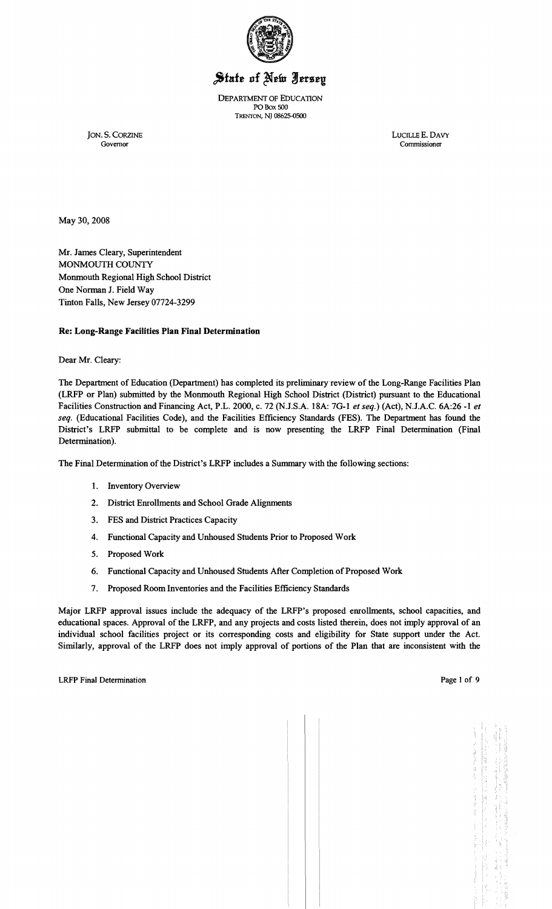# State of New Jersey

DEPARTMENT OF EDUCATION
PO Box 500
TRENTON, NJ 08625-0500

JON. S. CORZINE
Governor

LUCILLE E. DAVY
Commissioner

May 30, 2008

Mr. James Cleary, Superintendent
MONMOUTH COUNTY
Monmouth Regional High School District
One Norman J. Field Way
Tinton Falls, New Jersey 07724-3299

**Re: Long-Range Facilities Plan Final Determination**

Dear Mr. Cleary:

The Department of Education (Department) has completed its preliminary review of the Long-Range Facilities Plan (LRFP or Plan) submitted by the Monmouth Regional High School District (District) pursuant to the Educational Facilities Construction and Financing Act, P.L. 2000, c. 72 (N.J.S.A. 18A: 7G-1 *et seq.*) (Act), N.J.A.C. 6A:26 -1 *et seq.* (Educational Facilities Code), and the Facilities Efficiency Standards (FES). The Department has found the District's LRFP submittal to be complete and is now presenting the LRFP Final Determination (Final Determination).

The Final Determination of the District's LRFP includes a Summary with the following sections:

1. Inventory Overview
2. District Enrollments and School Grade Alignments
3. FES and District Practices Capacity
4. Functional Capacity and Unhoused Students Prior to Proposed Work
5. Proposed Work
6. Functional Capacity and Unhoused Students After Completion of Proposed Work
7. Proposed Room Inventories and the Facilities Efficiency Standards

Major LRFP approval issues include the adequacy of the LRFP's proposed enrollments, school capacities, and educational spaces. Approval of the LRFP, and any projects and costs listed therein, does not imply approval of an individual school facilities project or its corresponding costs and eligibility for State support under the Act. Similarly, approval of the LRFP does not imply approval of portions of the Plan that are inconsistent with the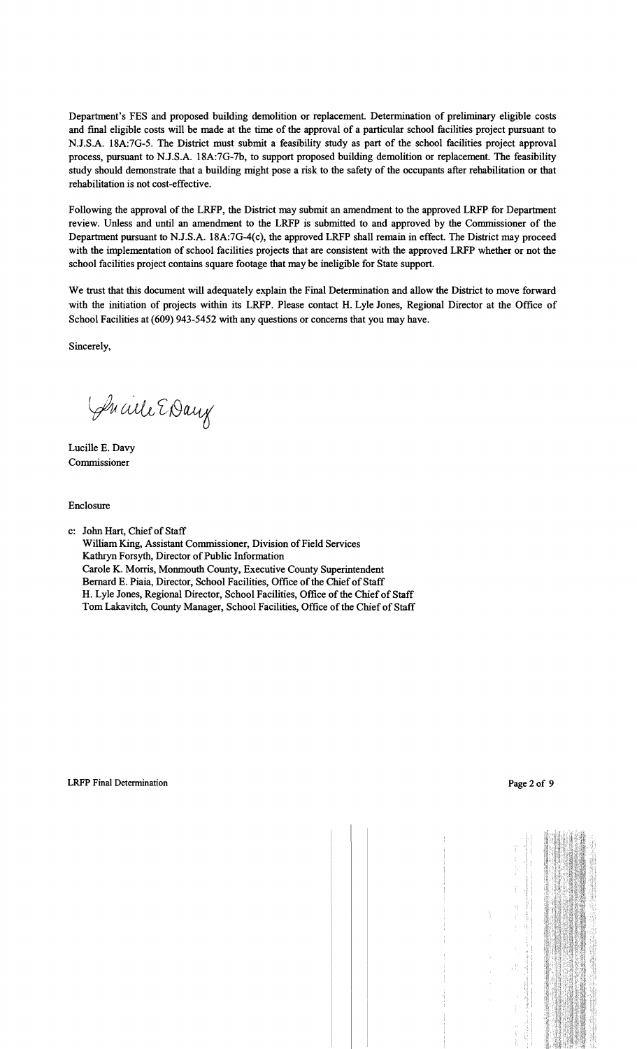Department's FES and proposed building demolition or replacement. Determination of preliminary eligible costs and final eligible costs will be made at the time of the approval of a particular school facilities project pursuant to N.J.S.A. 18A:7G-5. The District must submit a feasibility study as part of the school facilities project approval process, pursuant to N.J.S.A. 18A:7G-7b, to support proposed building demolition or replacement. The feasibility study should demonstrate that a building might pose a risk to the safety of the occupants after rehabilitation or that rehabilitation is not cost-effective.

Following the approval of the LRFP, the District may submit an amendment to the approved LRFP for Department review. Unless and until an amendment to the LRFP is submitted to and approved by the Commissioner of the Department pursuant to N.J.S.A. 18A:7G-4(c), the approved LRFP shall remain in effect. The District may proceed with the implementation of school facilities projects that are consistent with the approved LRFP whether or not the school facilities project contains square footage that may be ineligible for State support.

We trust that this document will adequately explain the Final Determination and allow the District to move forward with the initiation of projects within its LRFP. Please contact H. Lyle Jones, Regional Director at the Office of School Facilities at (609) 943-5452 with any questions or concerns that you may have.

Sincerely,

Lucille E. Davy
Commissioner

Enclosure

c: John Hart, Chief of Staff
William King, Assistant Commissioner, Division of Field Services
Kathryn Forsyth, Director of Public Information
Carole K. Morris, Monmouth County, Executive County Superintendent
Bernard E. Piaia, Director, School Facilities, Office of the Chief of Staff
H. Lyle Jones, Regional Director, School Facilities, Office of the Chief of Staff
Tom Lakavitch, County Manager, School Facilities, Office of the Chief of Staff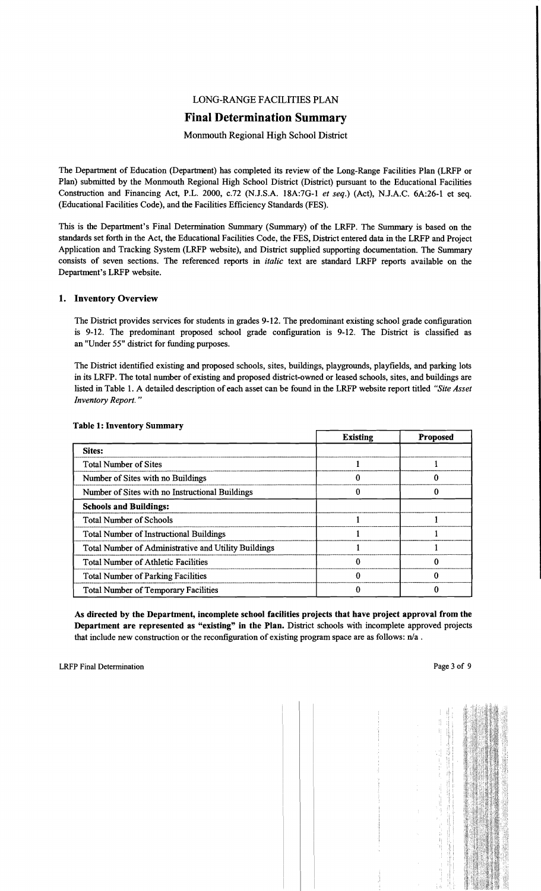LONG-RANGE FACILITIES PLAN

# Final Determination Summary

Monmouth Regional High School District

The Department of Education (Department) has completed its review of the Long-Range Facilities Plan (LRFP or Plan) submitted by the Monmouth Regional High School District (District) pursuant to the Educational Facilities Construction and Financing Act, P.L. 2000, c.72 (N.J.S.A. 18A:7G-1 *et seq.*) (Act), N.J.A.C. 6A:26-1 et seq. (Educational Facilities Code), and the Facilities Efficiency Standards (FES).

This is the Department's Final Determination Summary (Summary) of the LRFP. The Summary is based on the standards set forth in the Act, the Educational Facilities Code, the FES, District entered data in the LRFP and Project Application and Tracking System (LRFP website), and District supplied supporting documentation. The Summary consists of seven sections. The referenced reports in *italic* text are standard LRFP reports available on the Department's LRFP website.

## 1. Inventory Overview

The District provides services for students in grades 9-12. The predominant existing school grade configuration is 9-12. The predominant proposed school grade configuration is 9-12. The District is classified as an "Under 55" district for funding purposes.

The District identified existing and proposed schools, sites, buildings, playgrounds, playfields, and parking lots in its LRFP. The total number of existing and proposed district-owned or leased schools, sites, and buildings are listed in Table 1. A detailed description of each asset can be found in the LRFP website report titled *"Site Asset Inventory Report."*

**Table 1: Inventory Summary**

| | Existing | Proposed |
|---|---|---|
| **Sites:** | | |
| Total Number of Sites | 1 | 1 |
| Number of Sites with no Buildings | 0 | 0 |
| Number of Sites with no Instructional Buildings | 0 | 0 |
| **Schools and Buildings:** | | |
| Total Number of Schools | 1 | 1 |
| Total Number of Instructional Buildings | 1 | 1 |
| Total Number of Administrative and Utility Buildings | 1 | 1 |
| Total Number of Athletic Facilities | 0 | 0 |
| Total Number of Parking Facilities | 0 | 0 |
| Total Number of Temporary Facilities | 0 | 0 |

**As directed by the Department, incomplete school facilities projects that have project approval from the Department are represented as "existing" in the Plan.** District schools with incomplete approved projects that include new construction or the reconfiguration of existing program space are as follows: n/a .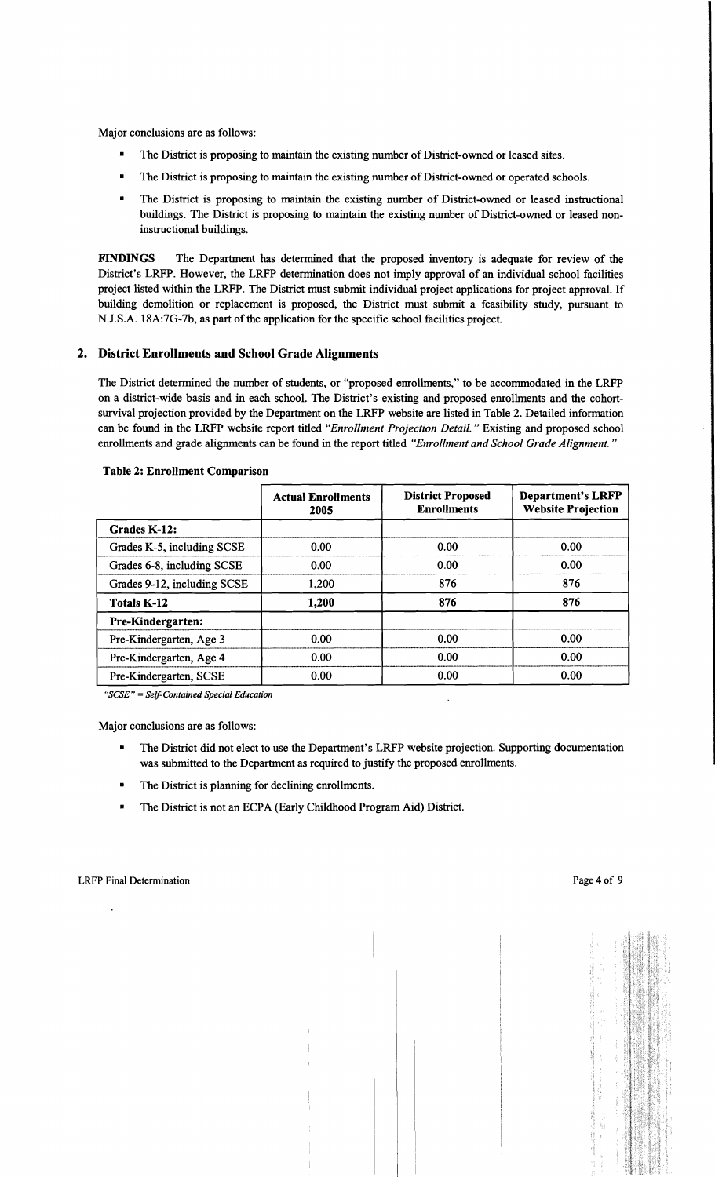Major conclusions are as follows:

- The District is proposing to maintain the existing number of District-owned or leased sites.
- The District is proposing to maintain the existing number of District-owned or operated schools.
- The District is proposing to maintain the existing number of District-owned or leased instructional buildings. The District is proposing to maintain the existing number of District-owned or leased non-instructional buildings.

**FINDINGS** The Department has determined that the proposed inventory is adequate for review of the District's LRFP. However, the LRFP determination does not imply approval of an individual school facilities project listed within the LRFP. The District must submit individual project applications for project approval. If building demolition or replacement is proposed, the District must submit a feasibility study, pursuant to N.J.S.A. 18A:7G-7b, as part of the application for the specific school facilities project.

## 2. District Enrollments and School Grade Alignments

The District determined the number of students, or "proposed enrollments," to be accommodated in the LRFP on a district-wide basis and in each school. The District's existing and proposed enrollments and the cohort-survival projection provided by the Department on the LRFP website are listed in Table 2. Detailed information can be found in the LRFP website report titled *"Enrollment Projection Detail."* Existing and proposed school enrollments and grade alignments can be found in the report titled *"Enrollment and School Grade Alignment."*

**Table 2: Enrollment Comparison**

| | Actual Enrollments 2005 | District Proposed Enrollments | Department's LRFP Website Projection |
|---|---|---|---|
| **Grades K-12:** | | | |
| Grades K-5, including SCSE | 0.00 | 0.00 | 0.00 |
| Grades 6-8, including SCSE | 0.00 | 0.00 | 0.00 |
| Grades 9-12, including SCSE | 1,200 | 876 | 876 |
| **Totals K-12** | **1,200** | **876** | **876** |
| **Pre-Kindergarten:** | | | |
| Pre-Kindergarten, Age 3 | 0.00 | 0.00 | 0.00 |
| Pre-Kindergarten, Age 4 | 0.00 | 0.00 | 0.00 |
| Pre-Kindergarten, SCSE | 0.00 | 0.00 | 0.00 |

*"SCSE" = Self-Contained Special Education*

Major conclusions are as follows:

- The District did not elect to use the Department's LRFP website projection. Supporting documentation was submitted to the Department as required to justify the proposed enrollments.
- The District is planning for declining enrollments.
- The District is not an ECPA (Early Childhood Program Aid) District.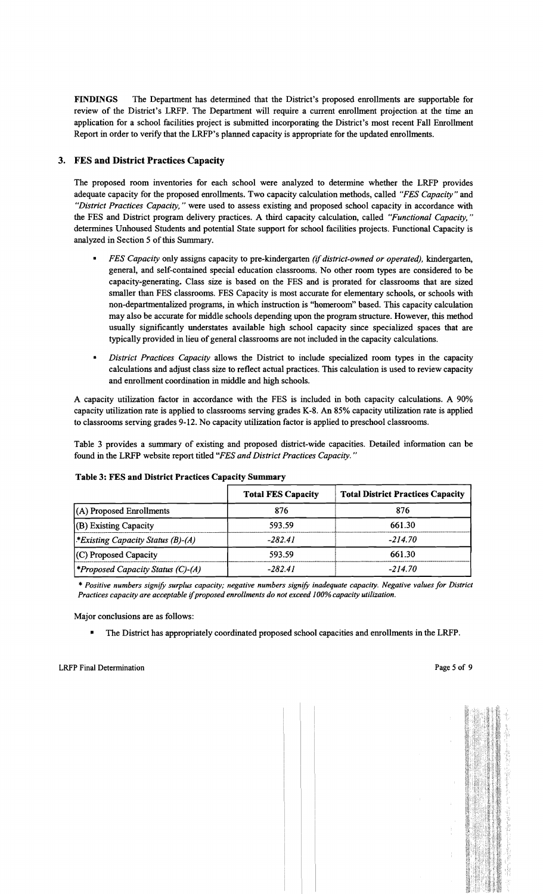**FINDINGS** The Department has determined that the District's proposed enrollments are supportable for review of the District's LRFP. The Department will require a current enrollment projection at the time an application for a school facilities project is submitted incorporating the District's most recent Fall Enrollment Report in order to verify that the LRFP's planned capacity is appropriate for the updated enrollments.

## 3. FES and District Practices Capacity

The proposed room inventories for each school were analyzed to determine whether the LRFP provides adequate capacity for the proposed enrollments. Two capacity calculation methods, called *"FES Capacity"* and *"District Practices Capacity,"* were used to assess existing and proposed school capacity in accordance with the FES and District program delivery practices. A third capacity calculation, called *"Functional Capacity,"* determines Unhoused Students and potential State support for school facilities projects. Functional Capacity is analyzed in Section 5 of this Summary.

- *FES Capacity* only assigns capacity to pre-kindergarten *(if district-owned or operated),* kindergarten, general, and self-contained special education classrooms. No other room types are considered to be capacity-generating. Class size is based on the FES and is prorated for classrooms that are sized smaller than FES classrooms. FES Capacity is most accurate for elementary schools, or schools with non-departmentalized programs, in which instruction is "homeroom" based. This capacity calculation may also be accurate for middle schools depending upon the program structure. However, this method usually significantly understates available high school capacity since specialized spaces that are typically provided in lieu of general classrooms are not included in the capacity calculations.
- *District Practices Capacity* allows the District to include specialized room types in the capacity calculations and adjust class size to reflect actual practices. This calculation is used to review capacity and enrollment coordination in middle and high schools.

A capacity utilization factor in accordance with the FES is included in both capacity calculations. A 90% capacity utilization rate is applied to classrooms serving grades K-8. An 85% capacity utilization rate is applied to classrooms serving grades 9-12. No capacity utilization factor is applied to preschool classrooms.

Table 3 provides a summary of existing and proposed district-wide capacities. Detailed information can be found in the LRFP website report titled *"FES and District Practices Capacity."*

**Table 3: FES and District Practices Capacity Summary**

| | Total FES Capacity | Total District Practices Capacity |
|---|---|---|
| (A) Proposed Enrollments | 876 | 876 |
| (B) Existing Capacity | 593.59 | 661.30 |
| *\*Existing Capacity Status (B)-(A)* | *-282.41* | *-214.70* |
| (C) Proposed Capacity | 593.59 | 661.30 |
| *\*Proposed Capacity Status (C)-(A)* | *-282.41* | *-214.70* |

*\* Positive numbers signify surplus capacity; negative numbers signify inadequate capacity. Negative values for District Practices capacity are acceptable if proposed enrollments do not exceed 100% capacity utilization.*

Major conclusions are as follows:

- The District has appropriately coordinated proposed school capacities and enrollments in the LRFP.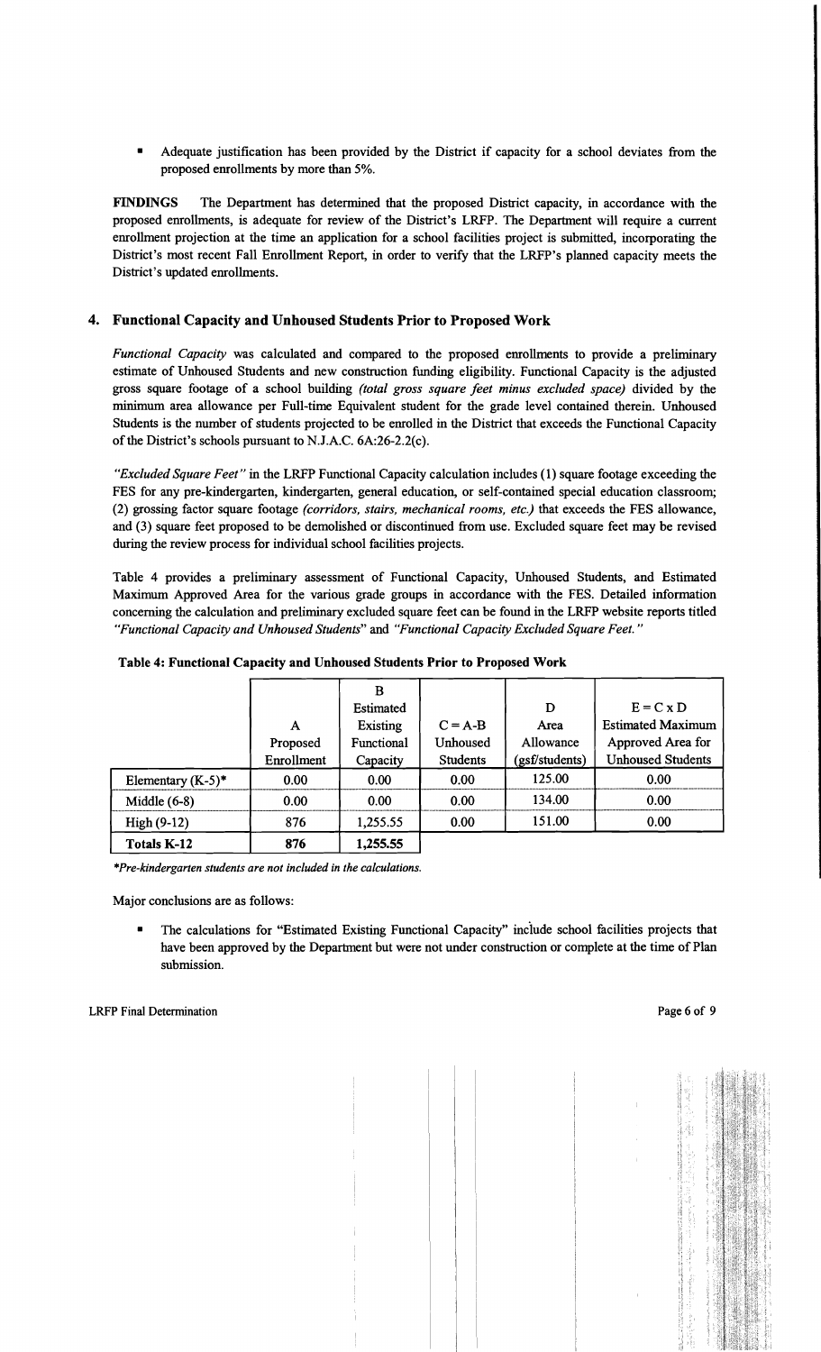- Adequate justification has been provided by the District if capacity for a school deviates from the proposed enrollments by more than 5%.

**FINDINGS** The Department has determined that the proposed District capacity, in accordance with the proposed enrollments, is adequate for review of the District's LRFP. The Department will require a current enrollment projection at the time an application for a school facilities project is submitted, incorporating the District's most recent Fall Enrollment Report, in order to verify that the LRFP's planned capacity meets the District's updated enrollments.

## 4. Functional Capacity and Unhoused Students Prior to Proposed Work

*Functional Capacity* was calculated and compared to the proposed enrollments to provide a preliminary estimate of Unhoused Students and new construction funding eligibility. Functional Capacity is the adjusted gross square footage of a school building *(total gross square feet minus excluded space)* divided by the minimum area allowance per Full-time Equivalent student for the grade level contained therein. Unhoused Students is the number of students projected to be enrolled in the District that exceeds the Functional Capacity of the District's schools pursuant to N.J.A.C. 6A:26-2.2(c).

*"Excluded Square Feet"* in the LRFP Functional Capacity calculation includes (1) square footage exceeding the FES for any pre-kindergarten, kindergarten, general education, or self-contained special education classroom; (2) grossing factor square footage *(corridors, stairs, mechanical rooms, etc.)* that exceeds the FES allowance, and (3) square feet proposed to be demolished or discontinued from use. Excluded square feet may be revised during the review process for individual school facilities projects.

Table 4 provides a preliminary assessment of Functional Capacity, Unhoused Students, and Estimated Maximum Approved Area for the various grade groups in accordance with the FES. Detailed information concerning the calculation and preliminary excluded square feet can be found in the LRFP website reports titled *"Functional Capacity and Unhoused Students"* and *"Functional Capacity Excluded Square Feet."*

**Table 4: Functional Capacity and Unhoused Students Prior to Proposed Work**

| | A Proposed Enrollment | B Estimated Existing Functional Capacity | C = A-B Unhoused Students | D Area Allowance (gsf/students) | E = C x D Estimated Maximum Approved Area for Unhoused Students |
|---|---|---|---|---|---|
| Elementary (K-5)* | 0.00 | 0.00 | 0.00 | 125.00 | 0.00 |
| Middle (6-8) | 0.00 | 0.00 | 0.00 | 134.00 | 0.00 |
| High (9-12) | 876 | 1,255.55 | 0.00 | 151.00 | 0.00 |
| **Totals K-12** | **876** | **1,255.55** | | | |

*\*Pre-kindergarten students are not included in the calculations.*

Major conclusions are as follows:

- The calculations for "Estimated Existing Functional Capacity" include school facilities projects that have been approved by the Department but were not under construction or complete at the time of Plan submission.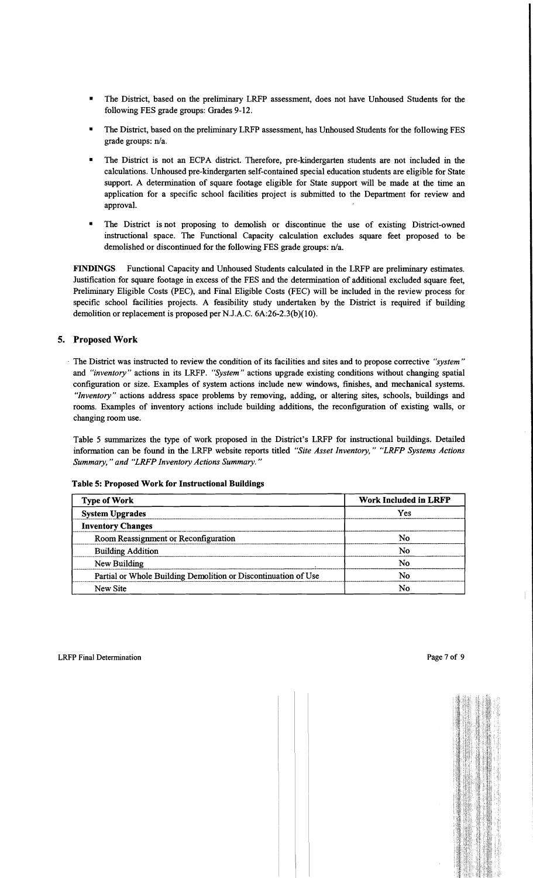- The District, based on the preliminary LRFP assessment, does not have Unhoused Students for the following FES grade groups: Grades 9-12.

- The District, based on the preliminary LRFP assessment, has Unhoused Students for the following FES grade groups: n/a.

- The District is not an ECPA district. Therefore, pre-kindergarten students are not included in the calculations. Unhoused pre-kindergarten self-contained special education students are eligible for State support. A determination of square footage eligible for State support will be made at the time an application for a specific school facilities project is submitted to the Department for review and approval.

- The District is not proposing to demolish or discontinue the use of existing District-owned instructional space. The Functional Capacity calculation excludes square feet proposed to be demolished or discontinued for the following FES grade groups: n/a.

**FINDINGS** Functional Capacity and Unhoused Students calculated in the LRFP are preliminary estimates. Justification for square footage in excess of the FES and the determination of additional excluded square feet, Preliminary Eligible Costs (PEC), and Final Eligible Costs (FEC) will be included in the review process for specific school facilities projects. A feasibility study undertaken by the District is required if building demolition or replacement is proposed per N.J.A.C. 6A:26-2.3(b)(10).

## 5. Proposed Work

The District was instructed to review the condition of its facilities and sites and to propose corrective *"system"* and *"inventory"* actions in its LRFP. *"System"* actions upgrade existing conditions without changing spatial configuration or size. Examples of system actions include new windows, finishes, and mechanical systems. *"Inventory"* actions address space problems by removing, adding, or altering sites, schools, buildings and rooms. Examples of inventory actions include building additions, the reconfiguration of existing walls, or changing room use.

Table 5 summarizes the type of work proposed in the District's LRFP for instructional buildings. Detailed information can be found in the LRFP website reports titled *"Site Asset Inventory," "LRFP Systems Actions Summary," and "LRFP Inventory Actions Summary."*

**Table 5: Proposed Work for Instructional Buildings**

| Type of Work | Work Included in LRFP |
|---|---|
| **System Upgrades** | Yes |
| **Inventory Changes** | |
| Room Reassignment or Reconfiguration | No |
| Building Addition | No |
| New Building | No |
| Partial or Whole Building Demolition or Discontinuation of Use | No |
| New Site | No |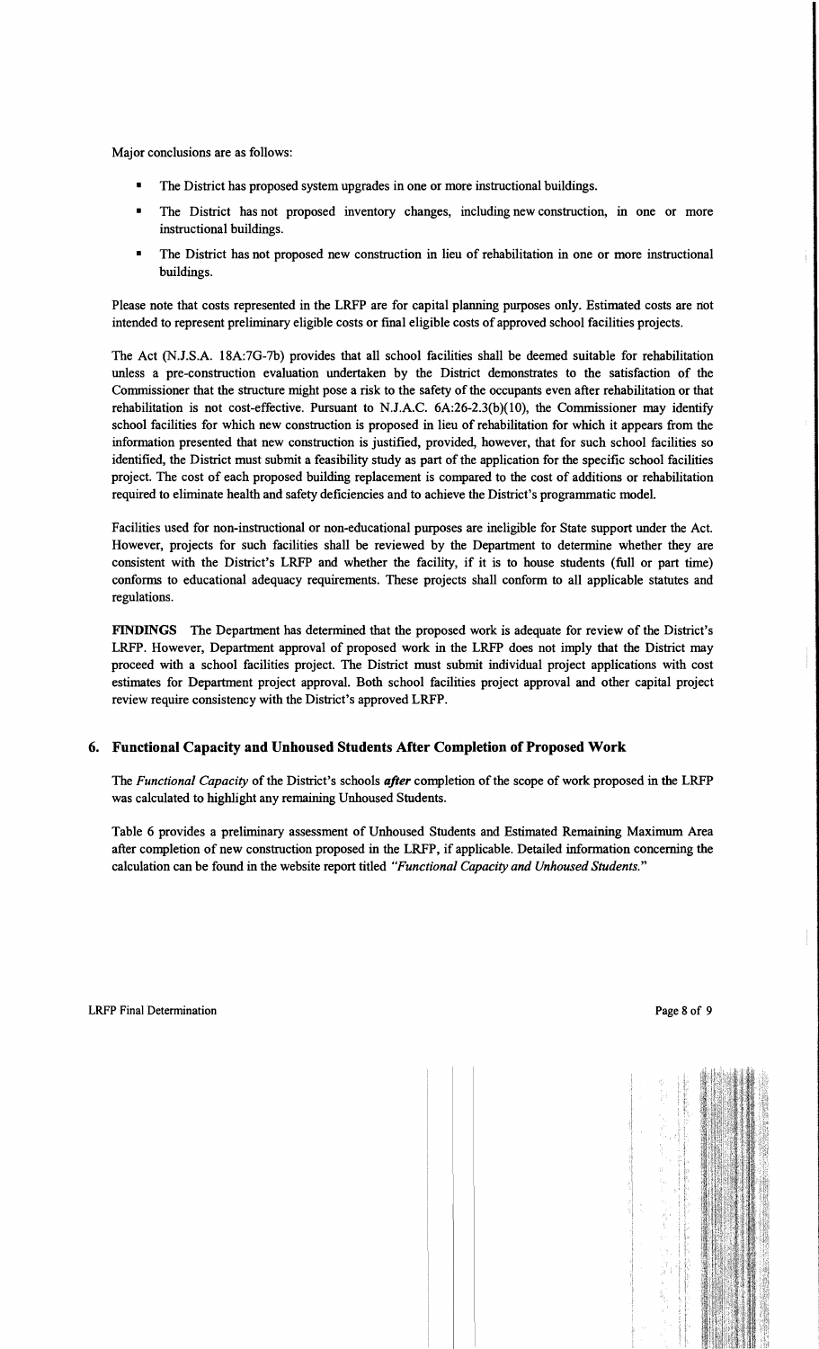Major conclusions are as follows:

- The District has proposed system upgrades in one or more instructional buildings.
- The District has not proposed inventory changes, including new construction, in one or more instructional buildings.
- The District has not proposed new construction in lieu of rehabilitation in one or more instructional buildings.

Please note that costs represented in the LRFP are for capital planning purposes only. Estimated costs are not intended to represent preliminary eligible costs or final eligible costs of approved school facilities projects.

The Act (N.J.S.A. 18A:7G-7b) provides that all school facilities shall be deemed suitable for rehabilitation unless a pre-construction evaluation undertaken by the District demonstrates to the satisfaction of the Commissioner that the structure might pose a risk to the safety of the occupants even after rehabilitation or that rehabilitation is not cost-effective. Pursuant to N.J.A.C. 6A:26-2.3(b)(10), the Commissioner may identify school facilities for which new construction is proposed in lieu of rehabilitation for which it appears from the information presented that new construction is justified, provided, however, that for such school facilities so identified, the District must submit a feasibility study as part of the application for the specific school facilities project. The cost of each proposed building replacement is compared to the cost of additions or rehabilitation required to eliminate health and safety deficiencies and to achieve the District's programmatic model.

Facilities used for non-instructional or non-educational purposes are ineligible for State support under the Act. However, projects for such facilities shall be reviewed by the Department to determine whether they are consistent with the District's LRFP and whether the facility, if it is to house students (full or part time) conforms to educational adequacy requirements. These projects shall conform to all applicable statutes and regulations.

**FINDINGS** The Department has determined that the proposed work is adequate for review of the District's LRFP. However, Department approval of proposed work in the LRFP does not imply that the District may proceed with a school facilities project. The District must submit individual project applications with cost estimates for Department project approval. Both school facilities project approval and other capital project review require consistency with the District's approved LRFP.

## 6. Functional Capacity and Unhoused Students After Completion of Proposed Work

The *Functional Capacity* of the District's schools ***after*** completion of the scope of work proposed in the LRFP was calculated to highlight any remaining Unhoused Students.

Table 6 provides a preliminary assessment of Unhoused Students and Estimated Remaining Maximum Area after completion of new construction proposed in the LRFP, if applicable. Detailed information concerning the calculation can be found in the website report titled *"Functional Capacity and Unhoused Students."*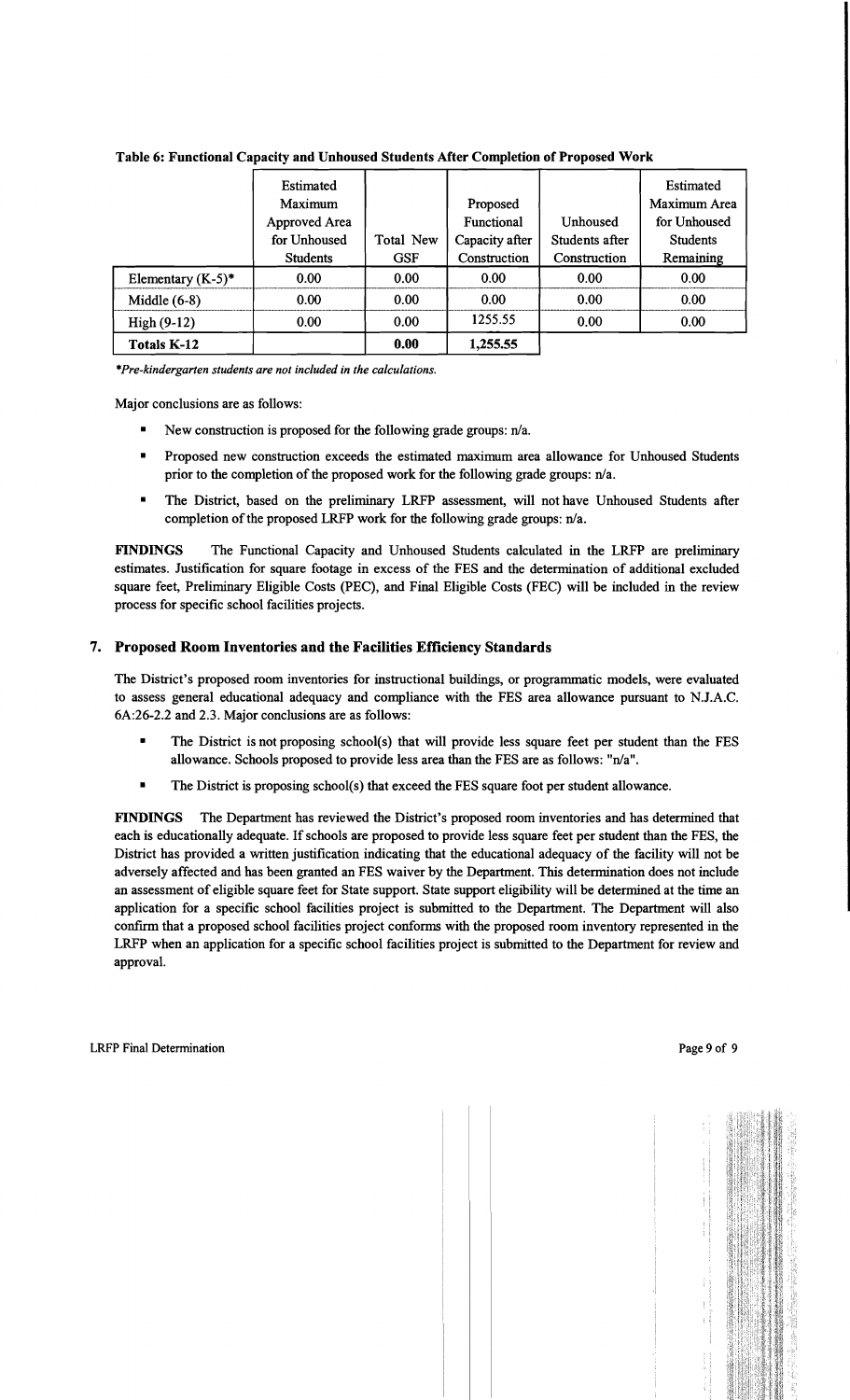**Table 6: Functional Capacity and Unhoused Students After Completion of Proposed Work**

| | Estimated Maximum Approved Area for Unhoused Students | Total New GSF | Proposed Functional Capacity after Construction | Unhoused Students after Construction | Estimated Maximum Area for Unhoused Students Remaining |
|---|---|---|---|---|---|
| Elementary (K-5)* | 0.00 | 0.00 | 0.00 | 0.00 | 0.00 |
| Middle (6-8) | 0.00 | 0.00 | 0.00 | 0.00 | 0.00 |
| High (9-12) | 0.00 | 0.00 | 1255.55 | 0.00 | 0.00 |
| **Totals K-12** | | **0.00** | **1,255.55** | | |

*\*Pre-kindergarten students are not included in the calculations.*

Major conclusions are as follows:

- New construction is proposed for the following grade groups: n/a.
- Proposed new construction exceeds the estimated maximum area allowance for Unhoused Students prior to the completion of the proposed work for the following grade groups: n/a.
- The District, based on the preliminary LRFP assessment, will not have Unhoused Students after completion of the proposed LRFP work for the following grade groups: n/a.

**FINDINGS** The Functional Capacity and Unhoused Students calculated in the LRFP are preliminary estimates. Justification for square footage in excess of the FES and the determination of additional excluded square feet, Preliminary Eligible Costs (PEC), and Final Eligible Costs (FEC) will be included in the review process for specific school facilities projects.

## 7. Proposed Room Inventories and the Facilities Efficiency Standards

The District's proposed room inventories for instructional buildings, or programmatic models, were evaluated to assess general educational adequacy and compliance with the FES area allowance pursuant to N.J.A.C. 6A:26-2.2 and 2.3. Major conclusions are as follows:

- The District is not proposing school(s) that will provide less square feet per student than the FES allowance. Schools proposed to provide less area than the FES are as follows: "n/a".
- The District is proposing school(s) that exceed the FES square foot per student allowance.

**FINDINGS** The Department has reviewed the District's proposed room inventories and has determined that each is educationally adequate. If schools are proposed to provide less square feet per student than the FES, the District has provided a written justification indicating that the educational adequacy of the facility will not be adversely affected and has been granted an FES waiver by the Department. This determination does not include an assessment of eligible square feet for State support. State support eligibility will be determined at the time an application for a specific school facilities project is submitted to the Department. The Department will also confirm that a proposed school facilities project conforms with the proposed room inventory represented in the LRFP when an application for a specific school facilities project is submitted to the Department for review and approval.